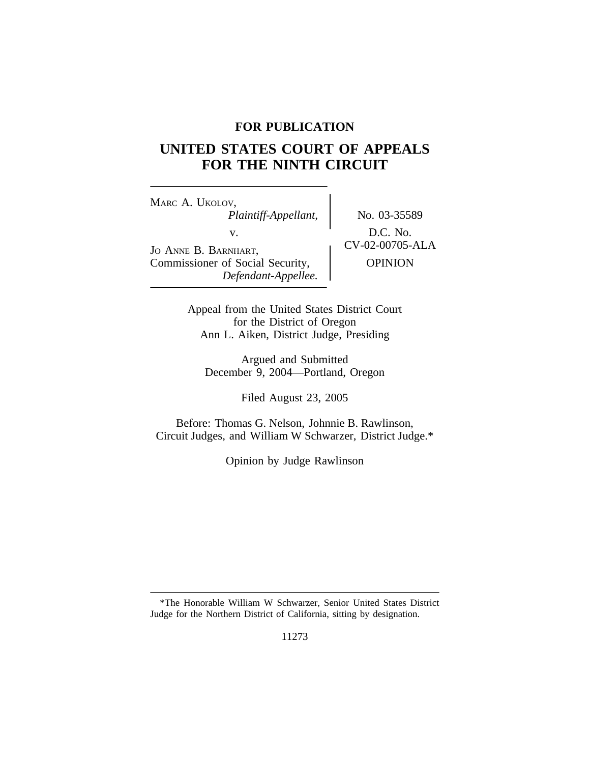**FOR PUBLICATION**

# UNITED STATES COURT OF APPEALS FOR THE NINTH CIRCUIT

MARC A. UKOLOV,
*Plaintiff-Appellant,*

v.

JO ANNE B. BARNHART,
Commissioner of Social Security,
*Defendant-Appellee.*

No. 03-35589

D.C. No.
CV-02-00705-ALA

OPINION

Appeal from the United States District Court
for the District of Oregon
Ann L. Aiken, District Judge, Presiding

Argued and Submitted
December 9, 2004—Portland, Oregon

Filed August 23, 2005

Before: Thomas G. Nelson, Johnnie B. Rawlinson,
Circuit Judges, and William W Schwarzer, District Judge.*

Opinion by Judge Rawlinson

---

*The Honorable William W Schwarzer, Senior United States District Judge for the Northern District of California, sitting by designation.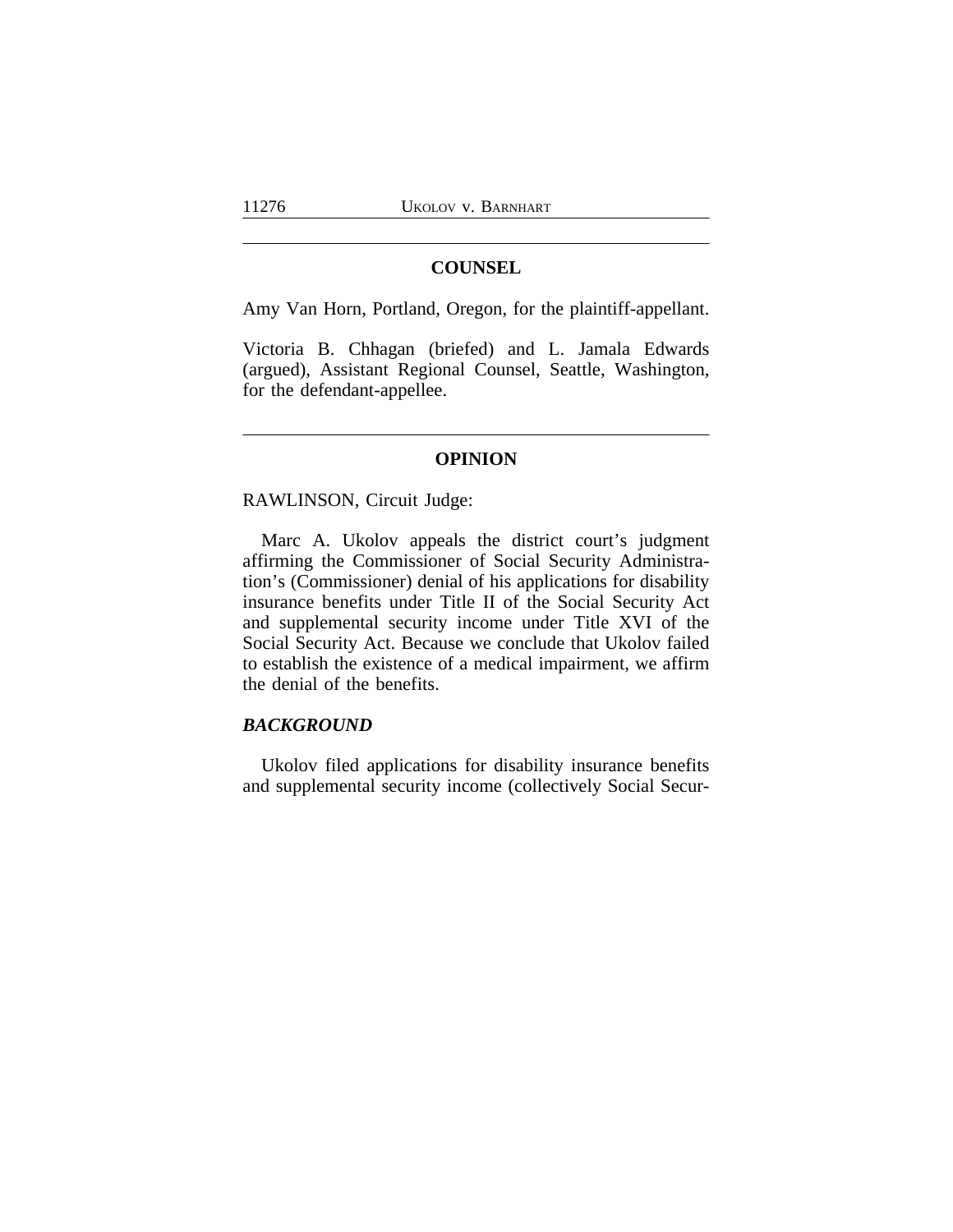## COUNSEL

Amy Van Horn, Portland, Oregon, for the plaintiff-appellant.

Victoria B. Chhagan (briefed) and L. Jamala Edwards (argued), Assistant Regional Counsel, Seattle, Washington, for the defendant-appellee.

## OPINION

RAWLINSON, Circuit Judge:

Marc A. Ukolov appeals the district court's judgment affirming the Commissioner of Social Security Administration's (Commissioner) denial of his applications for disability insurance benefits under Title II of the Social Security Act and supplemental security income under Title XVI of the Social Security Act. Because we conclude that Ukolov failed to establish the existence of a medical impairment, we affirm the denial of the benefits.

### *BACKGROUND*

Ukolov filed applications for disability insurance benefits and supplemental security income (collectively Social Secur-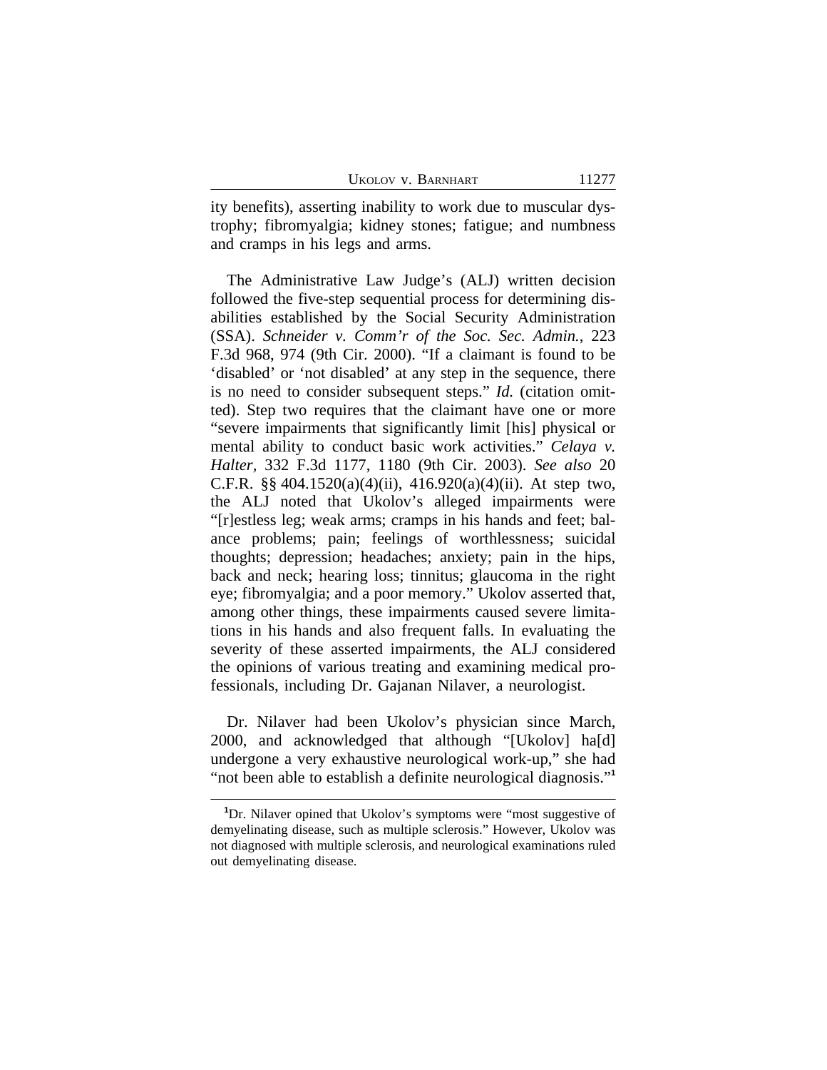ity benefits), asserting inability to work due to muscular dystrophy; fibromyalgia; kidney stones; fatigue; and numbness and cramps in his legs and arms.

The Administrative Law Judge's (ALJ) written decision followed the five-step sequential process for determining disabilities established by the Social Security Administration (SSA). *Schneider v. Comm'r of the Soc. Sec. Admin.*, 223 F.3d 968, 974 (9th Cir. 2000). "If a claimant is found to be 'disabled' or 'not disabled' at any step in the sequence, there is no need to consider subsequent steps." *Id.* (citation omitted). Step two requires that the claimant have one or more "severe impairments that significantly limit [his] physical or mental ability to conduct basic work activities." *Celaya v. Halter*, 332 F.3d 1177, 1180 (9th Cir. 2003). *See also* 20 C.F.R. §§ 404.1520(a)(4)(ii), 416.920(a)(4)(ii). At step two, the ALJ noted that Ukolov's alleged impairments were "[r]estless leg; weak arms; cramps in his hands and feet; balance problems; pain; feelings of worthlessness; suicidal thoughts; depression; headaches; anxiety; pain in the hips, back and neck; hearing loss; tinnitus; glaucoma in the right eye; fibromyalgia; and a poor memory." Ukolov asserted that, among other things, these impairments caused severe limitations in his hands and also frequent falls. In evaluating the severity of these asserted impairments, the ALJ considered the opinions of various treating and examining medical professionals, including Dr. Gajanan Nilaver, a neurologist.

Dr. Nilaver had been Ukolov's physician since March, 2000, and acknowledged that although "[Ukolov] ha[d] undergone a very exhaustive neurological work-up," she had "not been able to establish a definite neurological diagnosis."[1]

[1]Dr. Nilaver opined that Ukolov's symptoms were "most suggestive of demyelinating disease, such as multiple sclerosis." However, Ukolov was not diagnosed with multiple sclerosis, and neurological examinations ruled out demyelinating disease.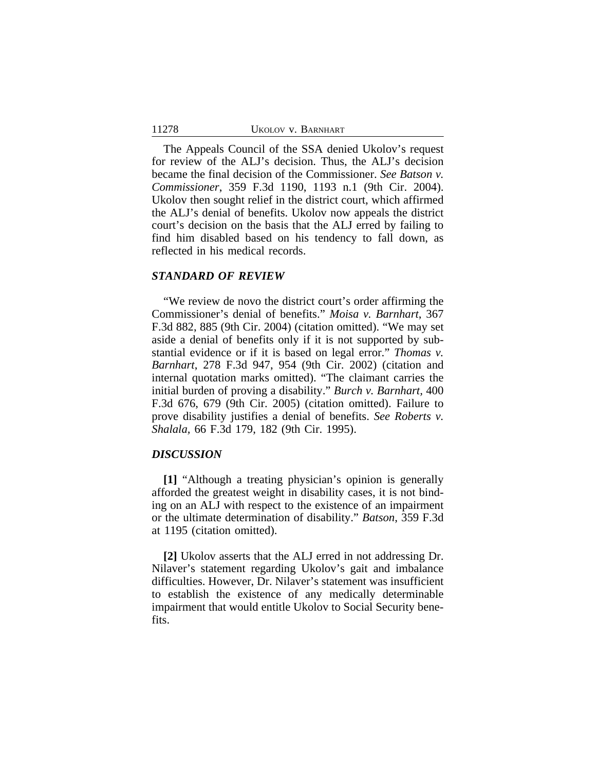The Appeals Council of the SSA denied Ukolov's request for review of the ALJ's decision. Thus, the ALJ's decision became the final decision of the Commissioner. *See Batson v. Commissioner*, 359 F.3d 1190, 1193 n.1 (9th Cir. 2004). Ukolov then sought relief in the district court, which affirmed the ALJ's denial of benefits. Ukolov now appeals the district court's decision on the basis that the ALJ erred by failing to find him disabled based on his tendency to fall down, as reflected in his medical records.

### *STANDARD OF REVIEW*

"We review de novo the district court's order affirming the Commissioner's denial of benefits." *Moisa v. Barnhart*, 367 F.3d 882, 885 (9th Cir. 2004) (citation omitted). "We may set aside a denial of benefits only if it is not supported by substantial evidence or if it is based on legal error." *Thomas v. Barnhart*, 278 F.3d 947, 954 (9th Cir. 2002) (citation and internal quotation marks omitted). "The claimant carries the initial burden of proving a disability." *Burch v. Barnhart*, 400 F.3d 676, 679 (9th Cir. 2005) (citation omitted). Failure to prove disability justifies a denial of benefits. *See Roberts v. Shalala*, 66 F.3d 179, 182 (9th Cir. 1995).

### *DISCUSSION*

**[1]** "Although a treating physician's opinion is generally afforded the greatest weight in disability cases, it is not binding on an ALJ with respect to the existence of an impairment or the ultimate determination of disability." *Batson*, 359 F.3d at 1195 (citation omitted).

**[2]** Ukolov asserts that the ALJ erred in not addressing Dr. Nilaver's statement regarding Ukolov's gait and imbalance difficulties. However, Dr. Nilaver's statement was insufficient to establish the existence of any medically determinable impairment that would entitle Ukolov to Social Security benefits.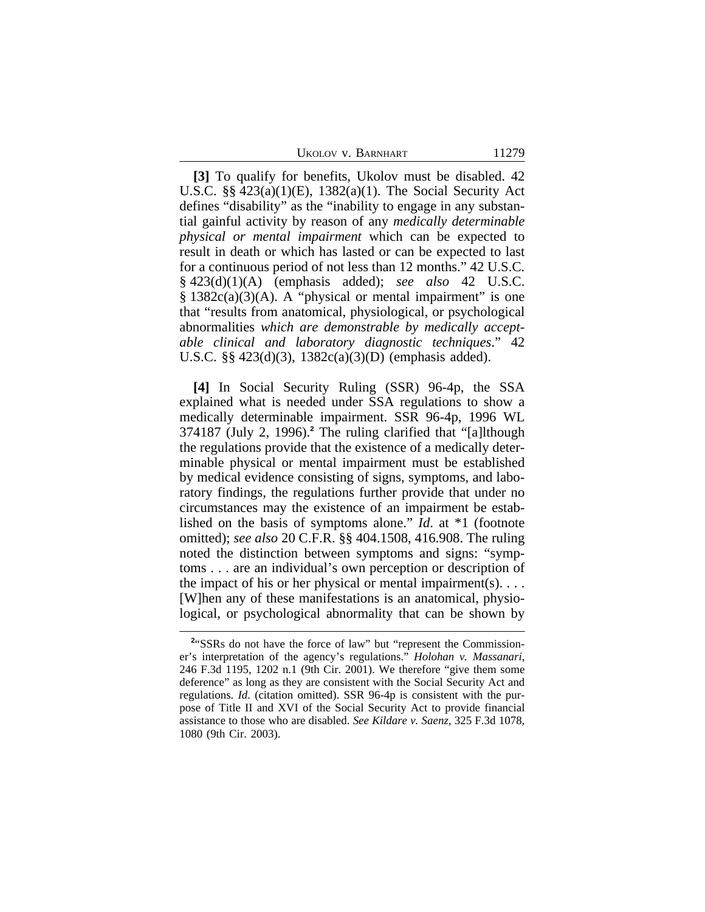**[3]** To qualify for benefits, Ukolov must be disabled. 42 U.S.C. §§ 423(a)(1)(E), 1382(a)(1). The Social Security Act defines "disability" as the "inability to engage in any substantial gainful activity by reason of any *medically determinable physical or mental impairment* which can be expected to result in death or which has lasted or can be expected to last for a continuous period of not less than 12 months." 42 U.S.C. § 423(d)(1)(A) (emphasis added); *see also* 42 U.S.C. § 1382c(a)(3)(A). A "physical or mental impairment" is one that "results from anatomical, physiological, or psychological abnormalities *which are demonstrable by medically acceptable clinical and laboratory diagnostic techniques*." 42 U.S.C. §§ 423(d)(3), 1382c(a)(3)(D) (emphasis added).

**[4]** In Social Security Ruling (SSR) 96-4p, the SSA explained what is needed under SSA regulations to show a medically determinable impairment. SSR 96-4p, 1996 WL 374187 (July 2, 1996).[2] The ruling clarified that "[a]lthough the regulations provide that the existence of a medically determinable physical or mental impairment must be established by medical evidence consisting of signs, symptoms, and laboratory findings, the regulations further provide that under no circumstances may the existence of an impairment be established on the basis of symptoms alone." *Id*. at *1 (footnote omitted); *see also* 20 C.F.R. §§ 404.1508, 416.908. The ruling noted the distinction between symptoms and signs: "symptoms . . . are an individual's own perception or description of the impact of his or her physical or mental impairment(s). . . . [W]hen any of these manifestations is an anatomical, physiological, or psychological abnormality that can be shown by

[2]"SSRs do not have the force of law" but "represent the Commissioner's interpretation of the agency's regulations." *Holohan v. Massanari*, 246 F.3d 1195, 1202 n.1 (9th Cir. 2001). We therefore "give them some deference" as long as they are consistent with the Social Security Act and regulations. *Id*. (citation omitted). SSR 96-4p is consistent with the purpose of Title II and XVI of the Social Security Act to provide financial assistance to those who are disabled. *See Kildare v. Saenz*, 325 F.3d 1078, 1080 (9th Cir. 2003).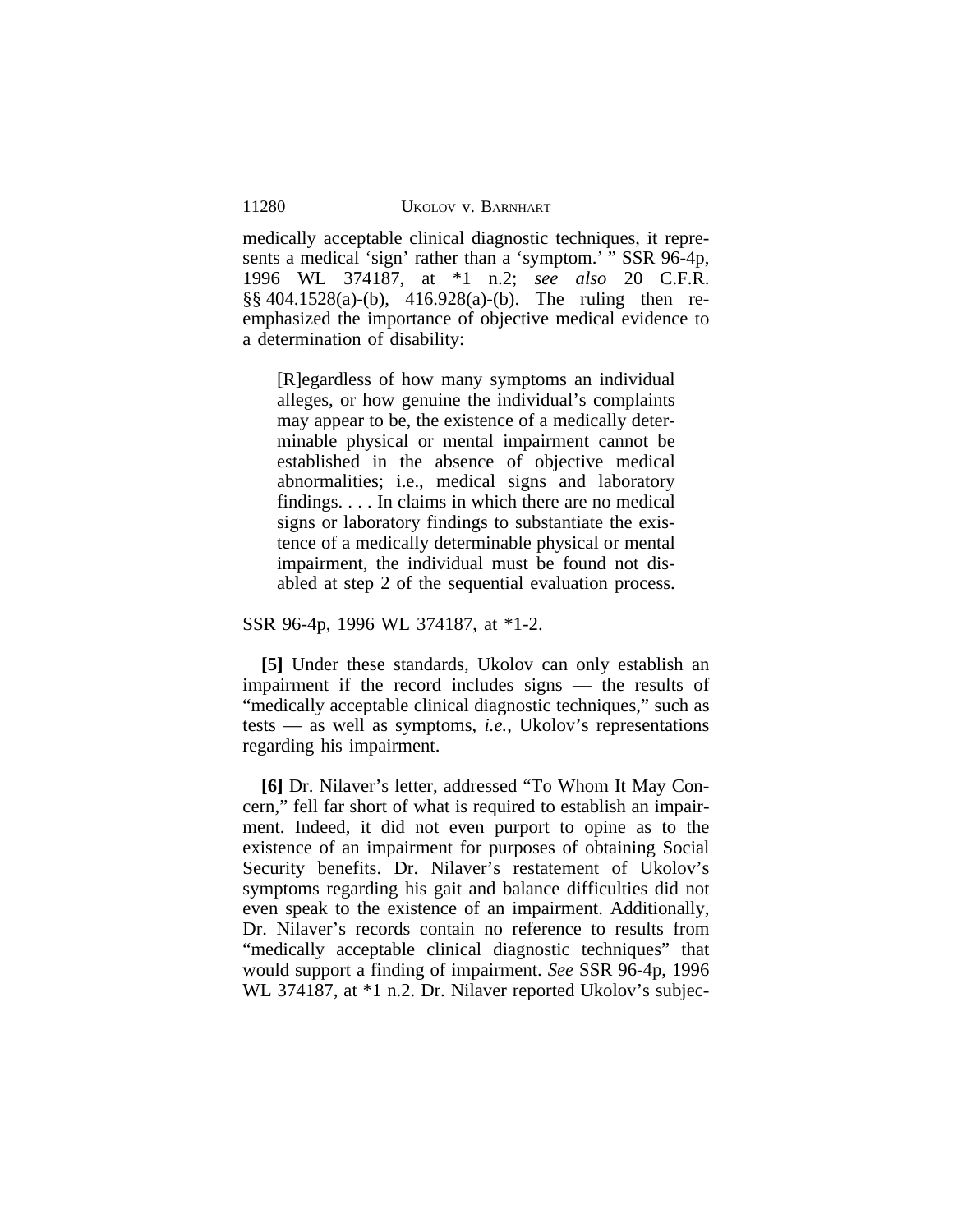medically acceptable clinical diagnostic techniques, it represents a medical 'sign' rather than a 'symptom.' " SSR 96-4p, 1996 WL 374187, at *1 n.2; *see also* 20 C.F.R. §§ 404.1528(a)-(b), 416.928(a)-(b). The ruling then reemphasized the importance of objective medical evidence to a determination of disability:

> [R]egardless of how many symptoms an individual alleges, or how genuine the individual's complaints may appear to be, the existence of a medically determinable physical or mental impairment cannot be established in the absence of objective medical abnormalities; i.e., medical signs and laboratory findings. . . . In claims in which there are no medical signs or laboratory findings to substantiate the existence of a medically determinable physical or mental impairment, the individual must be found not disabled at step 2 of the sequential evaluation process.

SSR 96-4p, 1996 WL 374187, at *1-2.

**[5]** Under these standards, Ukolov can only establish an impairment if the record includes signs — the results of "medically acceptable clinical diagnostic techniques," such as tests — as well as symptoms, *i.e.*, Ukolov's representations regarding his impairment.

**[6]** Dr. Nilaver's letter, addressed "To Whom It May Concern," fell far short of what is required to establish an impairment. Indeed, it did not even purport to opine as to the existence of an impairment for purposes of obtaining Social Security benefits. Dr. Nilaver's restatement of Ukolov's symptoms regarding his gait and balance difficulties did not even speak to the existence of an impairment. Additionally, Dr. Nilaver's records contain no reference to results from "medically acceptable clinical diagnostic techniques" that would support a finding of impairment. *See* SSR 96-4p, 1996 WL 374187, at *1 n.2. Dr. Nilaver reported Ukolov's subjec-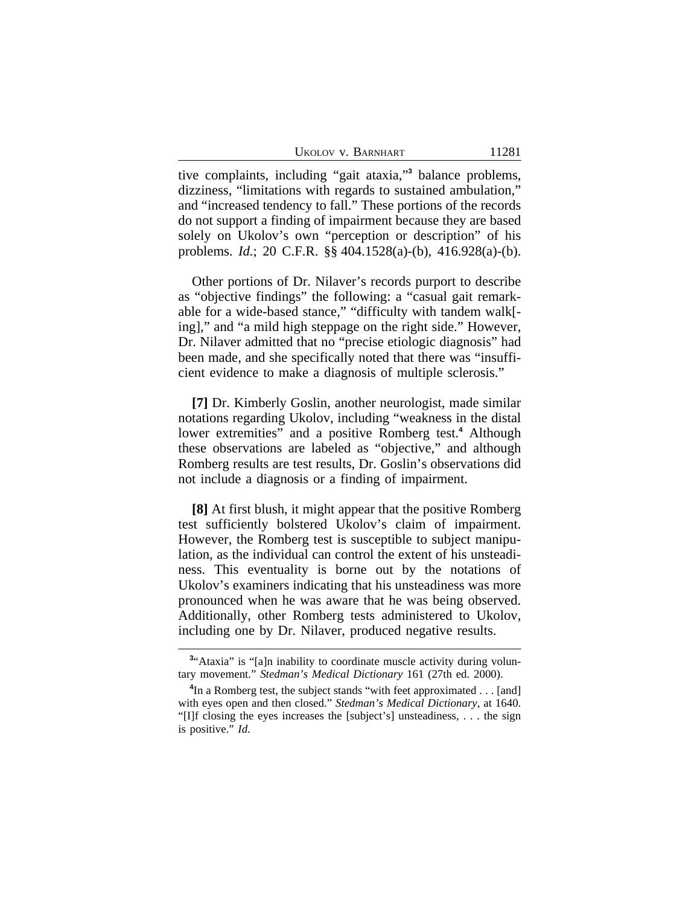tive complaints, including "gait ataxia,"[3] balance problems, dizziness, "limitations with regards to sustained ambulation," and "increased tendency to fall." These portions of the records do not support a finding of impairment because they are based solely on Ukolov's own "perception or description" of his problems. *Id.*; 20 C.F.R. §§ 404.1528(a)-(b), 416.928(a)-(b).

Other portions of Dr. Nilaver's records purport to describe as "objective findings" the following: a "casual gait remarkable for a wide-based stance," "difficulty with tandem walk[-ing]," and "a mild high steppage on the right side." However, Dr. Nilaver admitted that no "precise etiologic diagnosis" had been made, and she specifically noted that there was "insufficient evidence to make a diagnosis of multiple sclerosis."

**[7]** Dr. Kimberly Goslin, another neurologist, made similar notations regarding Ukolov, including "weakness in the distal lower extremities" and a positive Romberg test.[4] Although these observations are labeled as "objective," and although Romberg results are test results, Dr. Goslin's observations did not include a diagnosis or a finding of impairment.

**[8]** At first blush, it might appear that the positive Romberg test sufficiently bolstered Ukolov's claim of impairment. However, the Romberg test is susceptible to subject manipulation, as the individual can control the extent of his unsteadiness. This eventuality is borne out by the notations of Ukolov's examiners indicating that his unsteadiness was more pronounced when he was aware that he was being observed. Additionally, other Romberg tests administered to Ukolov, including one by Dr. Nilaver, produced negative results.

---

[3]"Ataxia" is "[a]n inability to coordinate muscle activity during voluntary movement." *Stedman's Medical Dictionary* 161 (27th ed. 2000).

[4]In a Romberg test, the subject stands "with feet approximated . . . [and] with eyes open and then closed." *Stedman's Medical Dictionary*, at 1640. "[I]f closing the eyes increases the [subject's] unsteadiness, . . . the sign is positive." *Id.*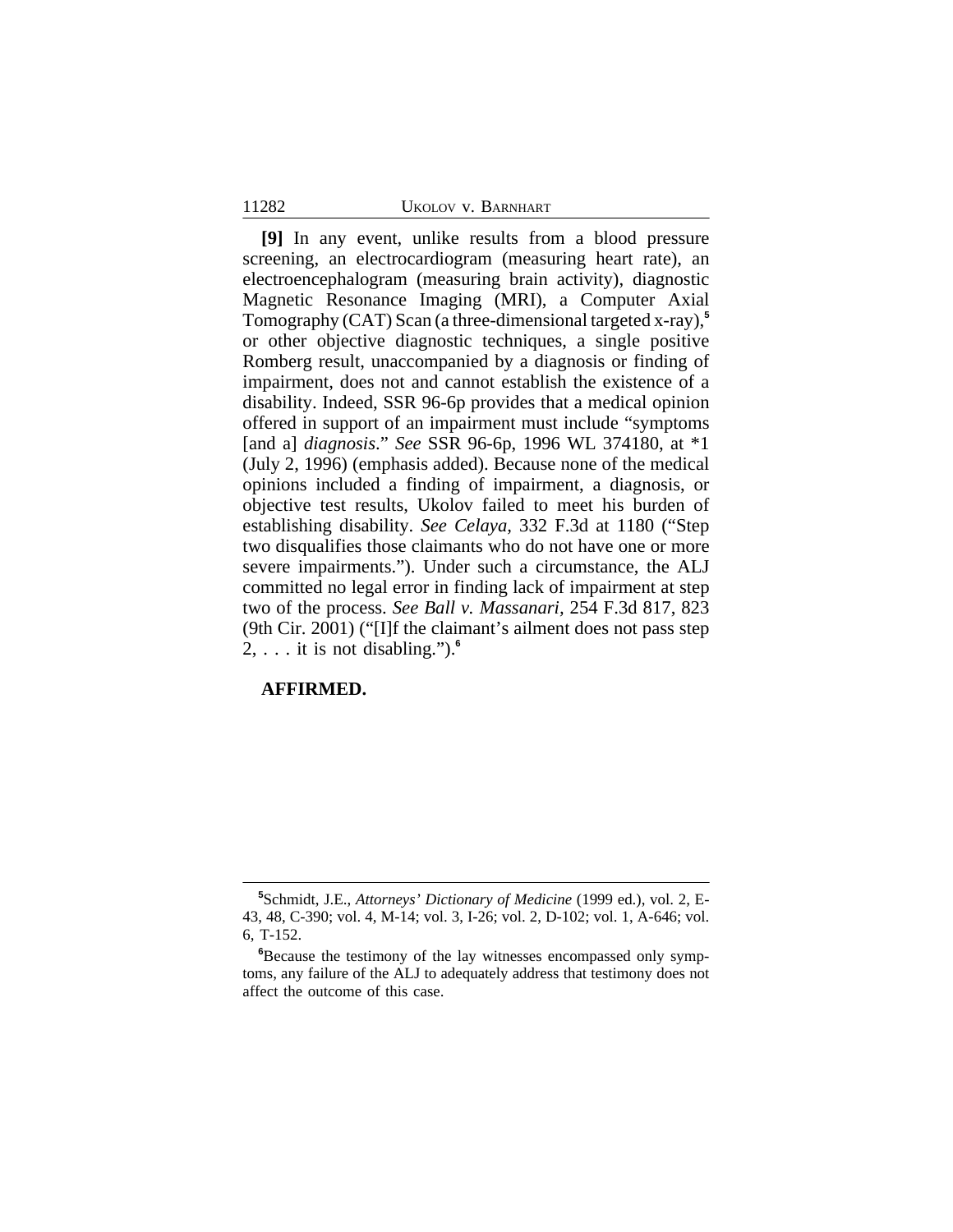**[9]** In any event, unlike results from a blood pressure screening, an electrocardiogram (measuring heart rate), an electroencephalogram (measuring brain activity), diagnostic Magnetic Resonance Imaging (MRI), a Computer Axial Tomography (CAT) Scan (a three-dimensional targeted x-ray),[5] or other objective diagnostic techniques, a single positive Romberg result, unaccompanied by a diagnosis or finding of impairment, does not and cannot establish the existence of a disability. Indeed, SSR 96-6p provides that a medical opinion offered in support of an impairment must include "symptoms [and a] *diagnosis*." *See* SSR 96-6p, 1996 WL 374180, at *1 (July 2, 1996) (emphasis added). Because none of the medical opinions included a finding of impairment, a diagnosis, or objective test results, Ukolov failed to meet his burden of establishing disability. *See Celaya*, 332 F.3d at 1180 ("Step two disqualifies those claimants who do not have one or more severe impairments."). Under such a circumstance, the ALJ committed no legal error in finding lack of impairment at step two of the process. *See Ball v. Massanari*, 254 F.3d 817, 823 (9th Cir. 2001) ("[I]f the claimant's ailment does not pass step 2, . . . it is not disabling.").[6]

**AFFIRMED.**

---

[5]Schmidt, J.E., *Attorneys' Dictionary of Medicine* (1999 ed.), vol. 2, E-43, 48, C-390; vol. 4, M-14; vol. 3, I-26; vol. 2, D-102; vol. 1, A-646; vol. 6, T-152.

[6]Because the testimony of the lay witnesses encompassed only symptoms, any failure of the ALJ to adequately address that testimony does not affect the outcome of this case.